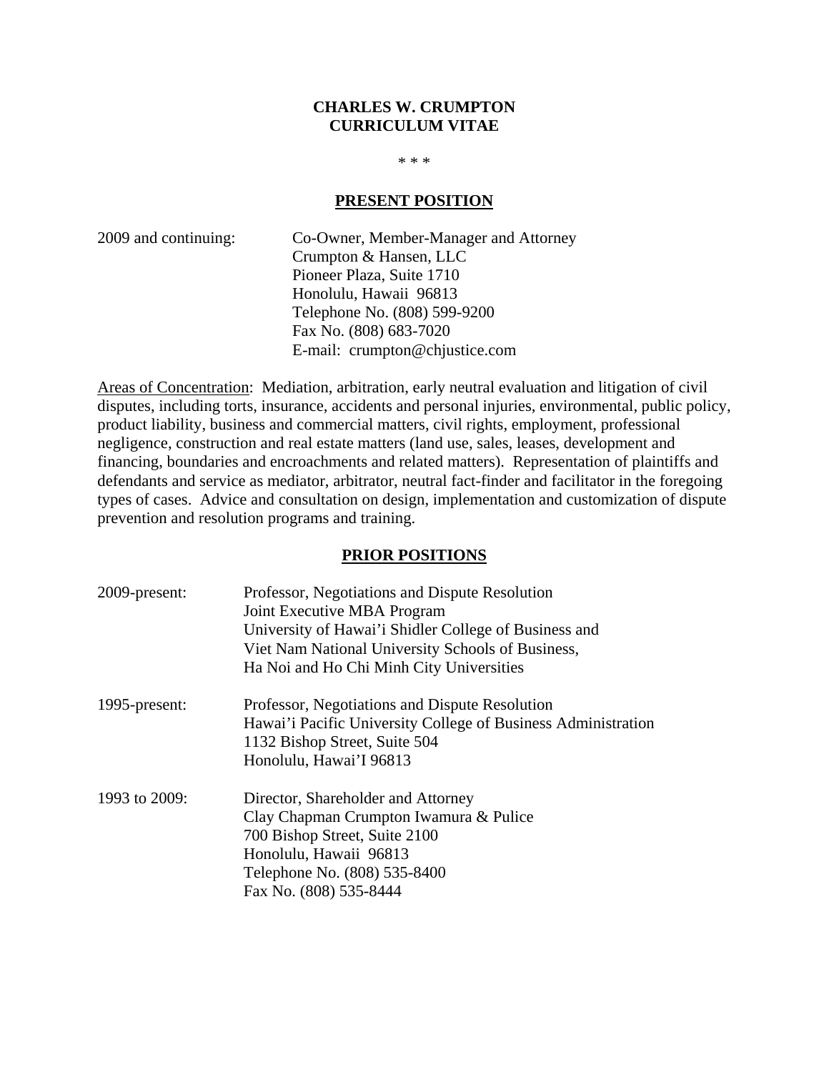# CHARLES W. CRUMPTON
# CURRICULUM VITAE

\* \* \*

## PRESENT POSITION

2009 and continuing: Co-Owner, Member-Manager and Attorney
Crumpton & Hansen, LLC
Pioneer Plaza, Suite 1710
Honolulu, Hawaii 96813
Telephone No. (808) 599-9200
Fax No. (808) 683-7020
E-mail: crumpton@chjustice.com

Areas of Concentration: Mediation, arbitration, early neutral evaluation and litigation of civil disputes, including torts, insurance, accidents and personal injuries, environmental, public policy, product liability, business and commercial matters, civil rights, employment, professional negligence, construction and real estate matters (land use, sales, leases, development and financing, boundaries and encroachments and related matters). Representation of plaintiffs and defendants and service as mediator, arbitrator, neutral fact-finder and facilitator in the foregoing types of cases. Advice and consultation on design, implementation and customization of dispute prevention and resolution programs and training.

## PRIOR POSITIONS

2009-present: Professor, Negotiations and Dispute Resolution
Joint Executive MBA Program
University of Hawai'i Shidler College of Business and
Viet Nam National University Schools of Business,
Ha Noi and Ho Chi Minh City Universities

1995-present: Professor, Negotiations and Dispute Resolution
Hawai'i Pacific University College of Business Administration
1132 Bishop Street, Suite 504
Honolulu, Hawai'I 96813

1993 to 2009: Director, Shareholder and Attorney
Clay Chapman Crumpton Iwamura & Pulice
700 Bishop Street, Suite 2100
Honolulu, Hawaii 96813
Telephone No. (808) 535-8400
Fax No. (808) 535-8444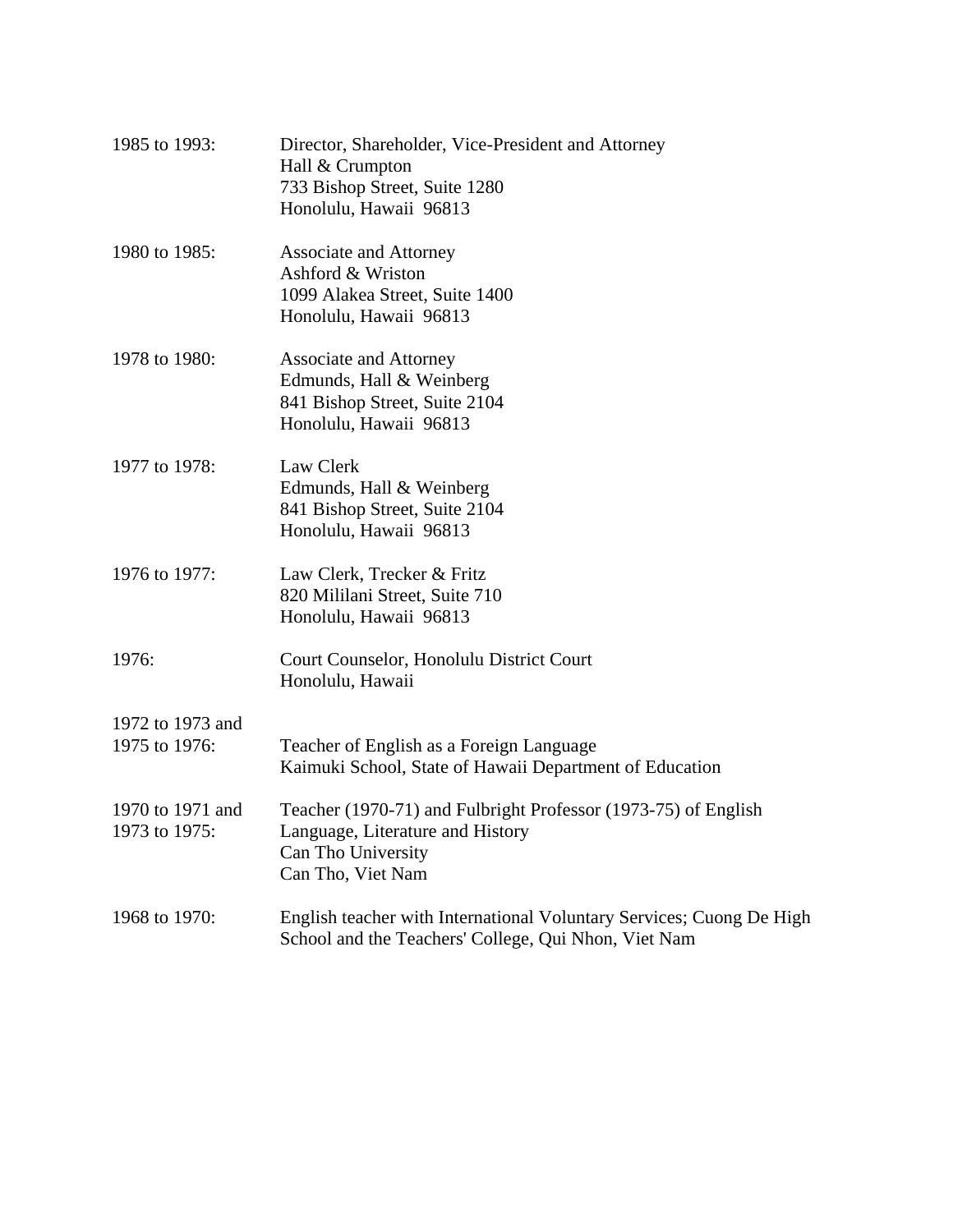1985 to 1993: Director, Shareholder, Vice-President and Attorney
Hall & Crumpton
733 Bishop Street, Suite 1280
Honolulu, Hawaii 96813

1980 to 1985: Associate and Attorney
Ashford & Wriston
1099 Alakea Street, Suite 1400
Honolulu, Hawaii 96813

1978 to 1980: Associate and Attorney
Edmunds, Hall & Weinberg
841 Bishop Street, Suite 2104
Honolulu, Hawaii 96813

1977 to 1978: Law Clerk
Edmunds, Hall & Weinberg
841 Bishop Street, Suite 2104
Honolulu, Hawaii 96813

1976 to 1977: Law Clerk, Trecker & Fritz
820 Mililani Street, Suite 710
Honolulu, Hawaii 96813

1976: Court Counselor, Honolulu District Court
Honolulu, Hawaii

1972 to 1973 and 1975 to 1976: Teacher of English as a Foreign Language
Kaimuki School, State of Hawaii Department of Education

1970 to 1971 and 1973 to 1975: Teacher (1970-71) and Fulbright Professor (1973-75) of English Language, Literature and History
Can Tho University
Can Tho, Viet Nam

1968 to 1970: English teacher with International Voluntary Services; Cuong De High School and the Teachers' College, Qui Nhon, Viet Nam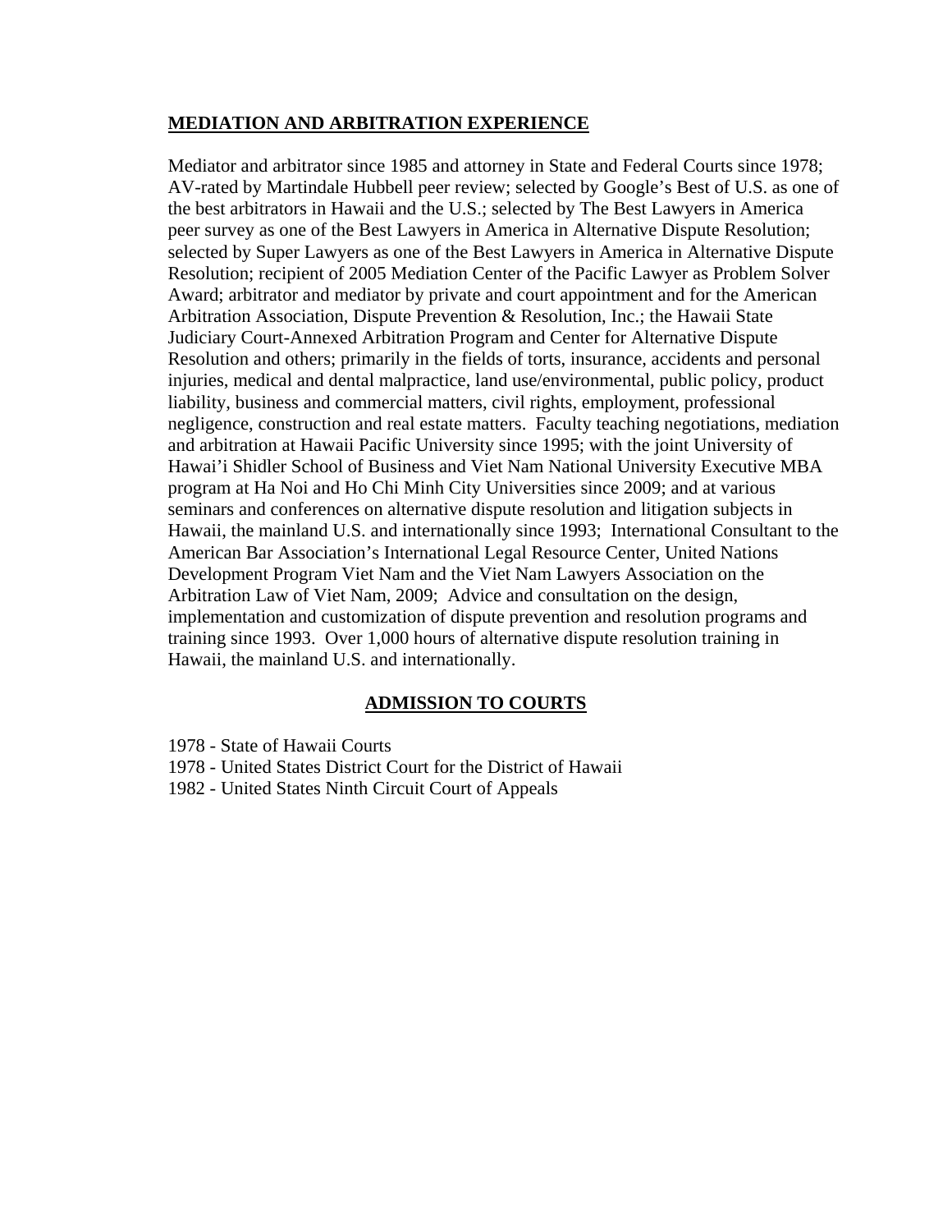## MEDIATION AND ARBITRATION EXPERIENCE

Mediator and arbitrator since 1985 and attorney in State and Federal Courts since 1978; AV-rated by Martindale Hubbell peer review; selected by Google's Best of U.S. as one of the best arbitrators in Hawaii and the U.S.; selected by The Best Lawyers in America peer survey as one of the Best Lawyers in America in Alternative Dispute Resolution; selected by Super Lawyers as one of the Best Lawyers in America in Alternative Dispute Resolution; recipient of 2005 Mediation Center of the Pacific Lawyer as Problem Solver Award; arbitrator and mediator by private and court appointment and for the American Arbitration Association, Dispute Prevention & Resolution, Inc.; the Hawaii State Judiciary Court-Annexed Arbitration Program and Center for Alternative Dispute Resolution and others; primarily in the fields of torts, insurance, accidents and personal injuries, medical and dental malpractice, land use/environmental, public policy, product liability, business and commercial matters, civil rights, employment, professional negligence, construction and real estate matters. Faculty teaching negotiations, mediation and arbitration at Hawaii Pacific University since 1995; with the joint University of Hawai'i Shidler School of Business and Viet Nam National University Executive MBA program at Ha Noi and Ho Chi Minh City Universities since 2009; and at various seminars and conferences on alternative dispute resolution and litigation subjects in Hawaii, the mainland U.S. and internationally since 1993; International Consultant to the American Bar Association's International Legal Resource Center, United Nations Development Program Viet Nam and the Viet Nam Lawyers Association on the Arbitration Law of Viet Nam, 2009; Advice and consultation on the design, implementation and customization of dispute prevention and resolution programs and training since 1993. Over 1,000 hours of alternative dispute resolution training in Hawaii, the mainland U.S. and internationally.

## ADMISSION TO COURTS

1978 - State of Hawaii Courts
1978 - United States District Court for the District of Hawaii
1982 - United States Ninth Circuit Court of Appeals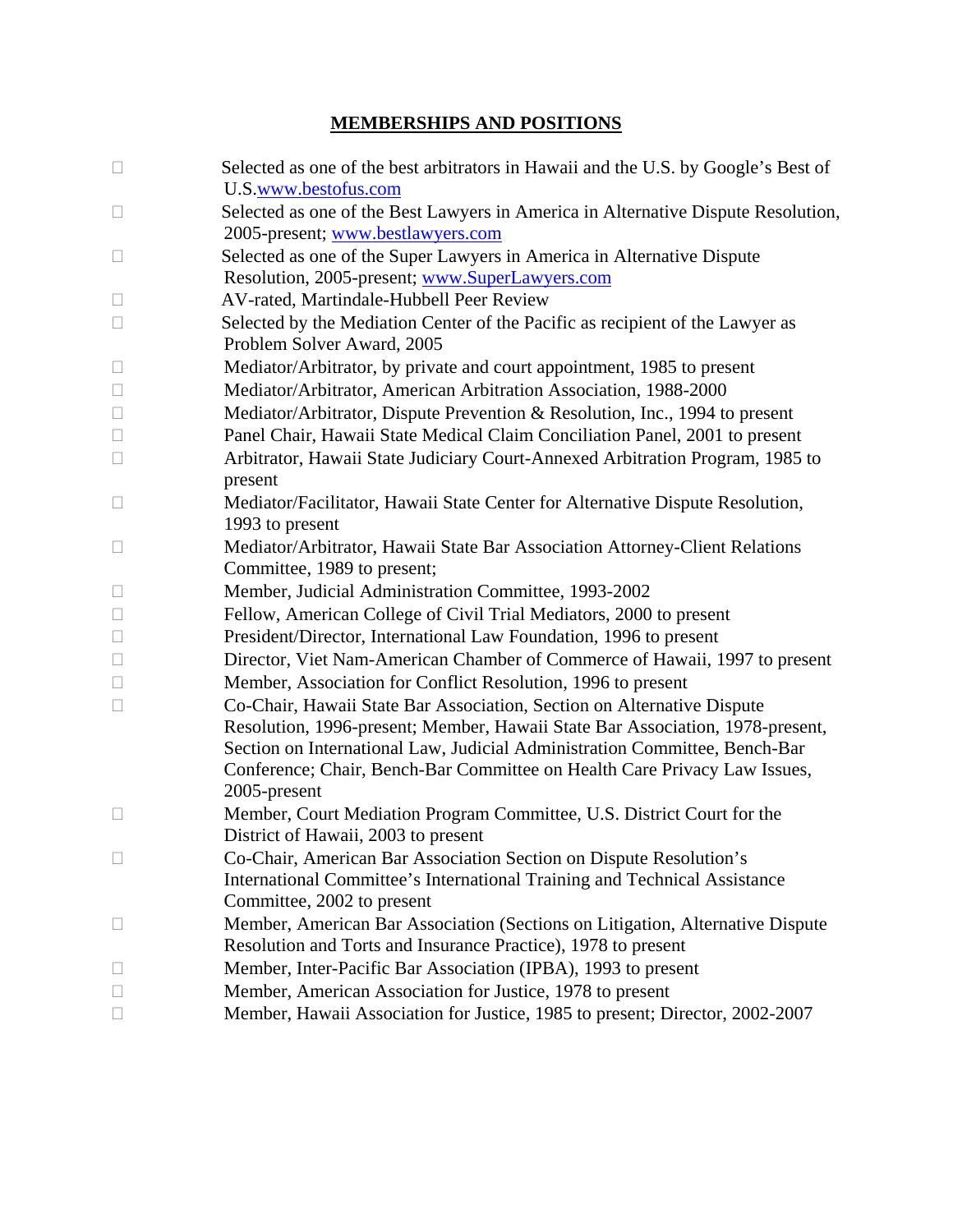## MEMBERSHIPS AND POSITIONS

- Selected as one of the best arbitrators in Hawaii and the U.S. by Google's Best of U.S.www.bestofus.com
- Selected as one of the Best Lawyers in America in Alternative Dispute Resolution, 2005-present; www.bestlawyers.com
- Selected as one of the Super Lawyers in America in Alternative Dispute Resolution, 2005-present; www.SuperLawyers.com
- AV-rated, Martindale-Hubbell Peer Review
- Selected by the Mediation Center of the Pacific as recipient of the Lawyer as Problem Solver Award, 2005
- Mediator/Arbitrator, by private and court appointment, 1985 to present
- Mediator/Arbitrator, American Arbitration Association, 1988-2000
- Mediator/Arbitrator, Dispute Prevention & Resolution, Inc., 1994 to present
- Panel Chair, Hawaii State Medical Claim Conciliation Panel, 2001 to present
- Arbitrator, Hawaii State Judiciary Court-Annexed Arbitration Program, 1985 to present
- Mediator/Facilitator, Hawaii State Center for Alternative Dispute Resolution, 1993 to present
- Mediator/Arbitrator, Hawaii State Bar Association Attorney-Client Relations Committee, 1989 to present;
- Member, Judicial Administration Committee, 1993-2002
- Fellow, American College of Civil Trial Mediators, 2000 to present
- President/Director, International Law Foundation, 1996 to present
- Director, Viet Nam-American Chamber of Commerce of Hawaii, 1997 to present
- Member, Association for Conflict Resolution, 1996 to present
- Co-Chair, Hawaii State Bar Association, Section on Alternative Dispute Resolution, 1996-present; Member, Hawaii State Bar Association, 1978-present, Section on International Law, Judicial Administration Committee, Bench-Bar Conference; Chair, Bench-Bar Committee on Health Care Privacy Law Issues, 2005-present
- Member, Court Mediation Program Committee, U.S. District Court for the District of Hawaii, 2003 to present
- Co-Chair, American Bar Association Section on Dispute Resolution's International Committee's International Training and Technical Assistance Committee, 2002 to present
- Member, American Bar Association (Sections on Litigation, Alternative Dispute Resolution and Torts and Insurance Practice), 1978 to present
- Member, Inter-Pacific Bar Association (IPBA), 1993 to present
- Member, American Association for Justice, 1978 to present
- Member, Hawaii Association for Justice, 1985 to present; Director, 2002-2007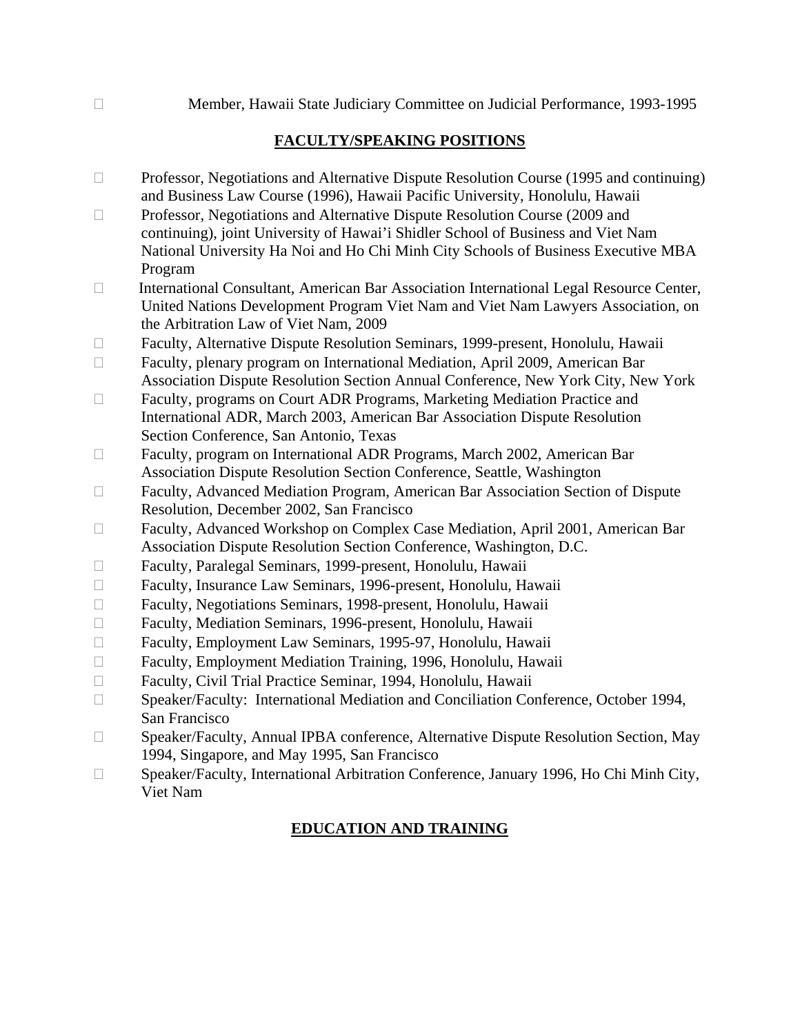- Member, Hawaii State Judiciary Committee on Judicial Performance, 1993-1995

## FACULTY/SPEAKING POSITIONS

- Professor, Negotiations and Alternative Dispute Resolution Course (1995 and continuing) and Business Law Course (1996), Hawaii Pacific University, Honolulu, Hawaii
- Professor, Negotiations and Alternative Dispute Resolution Course (2009 and continuing), joint University of Hawai'i Shidler School of Business and Viet Nam National University Ha Noi and Ho Chi Minh City Schools of Business Executive MBA Program
- International Consultant, American Bar Association International Legal Resource Center, United Nations Development Program Viet Nam and Viet Nam Lawyers Association, on the Arbitration Law of Viet Nam, 2009
- Faculty, Alternative Dispute Resolution Seminars, 1999-present, Honolulu, Hawaii
- Faculty, plenary program on International Mediation, April 2009, American Bar Association Dispute Resolution Section Annual Conference, New York City, New York
- Faculty, programs on Court ADR Programs, Marketing Mediation Practice and International ADR, March 2003, American Bar Association Dispute Resolution Section Conference, San Antonio, Texas
- Faculty, program on International ADR Programs, March 2002, American Bar Association Dispute Resolution Section Conference, Seattle, Washington
- Faculty, Advanced Mediation Program, American Bar Association Section of Dispute Resolution, December 2002, San Francisco
- Faculty, Advanced Workshop on Complex Case Mediation, April 2001, American Bar Association Dispute Resolution Section Conference, Washington, D.C.
- Faculty, Paralegal Seminars, 1999-present, Honolulu, Hawaii
- Faculty, Insurance Law Seminars, 1996-present, Honolulu, Hawaii
- Faculty, Negotiations Seminars, 1998-present, Honolulu, Hawaii
- Faculty, Mediation Seminars, 1996-present, Honolulu, Hawaii
- Faculty, Employment Law Seminars, 1995-97, Honolulu, Hawaii
- Faculty, Employment Mediation Training, 1996, Honolulu, Hawaii
- Faculty, Civil Trial Practice Seminar, 1994, Honolulu, Hawaii
- Speaker/Faculty: International Mediation and Conciliation Conference, October 1994, San Francisco
- Speaker/Faculty, Annual IPBA conference, Alternative Dispute Resolution Section, May 1994, Singapore, and May 1995, San Francisco
- Speaker/Faculty, International Arbitration Conference, January 1996, Ho Chi Minh City, Viet Nam

## EDUCATION AND TRAINING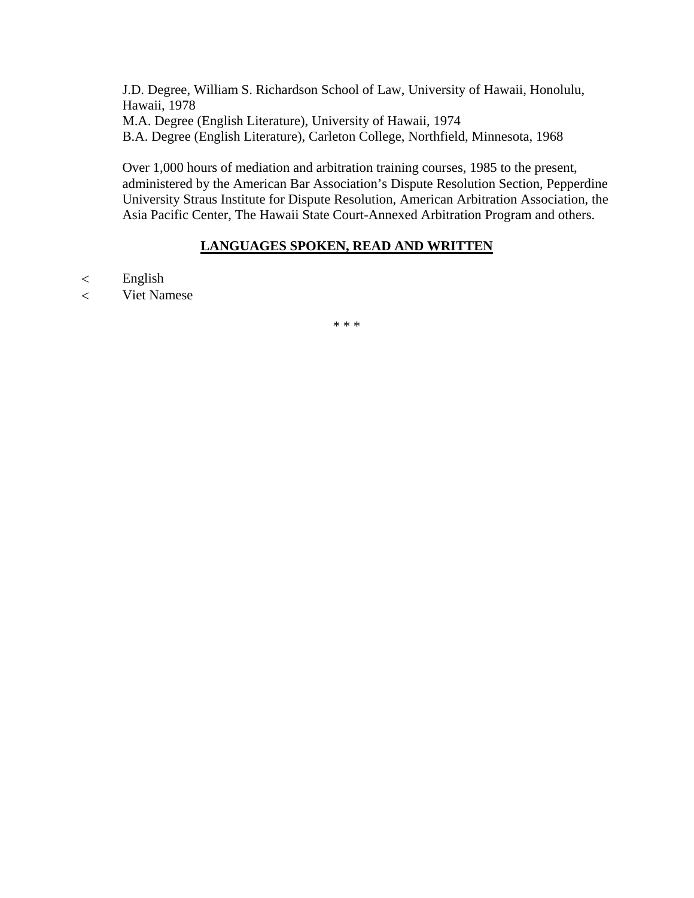J.D. Degree, William S. Richardson School of Law, University of Hawaii, Honolulu, Hawaii, 1978
M.A. Degree (English Literature), University of Hawaii, 1974
B.A. Degree (English Literature), Carleton College, Northfield, Minnesota, 1968

Over 1,000 hours of mediation and arbitration training courses, 1985 to the present, administered by the American Bar Association's Dispute Resolution Section, Pepperdine University Straus Institute for Dispute Resolution, American Arbitration Association, the Asia Pacific Center, The Hawaii State Court-Annexed Arbitration Program and others.

## LANGUAGES SPOKEN, READ AND WRITTEN

- English
- Viet Namese

* * *